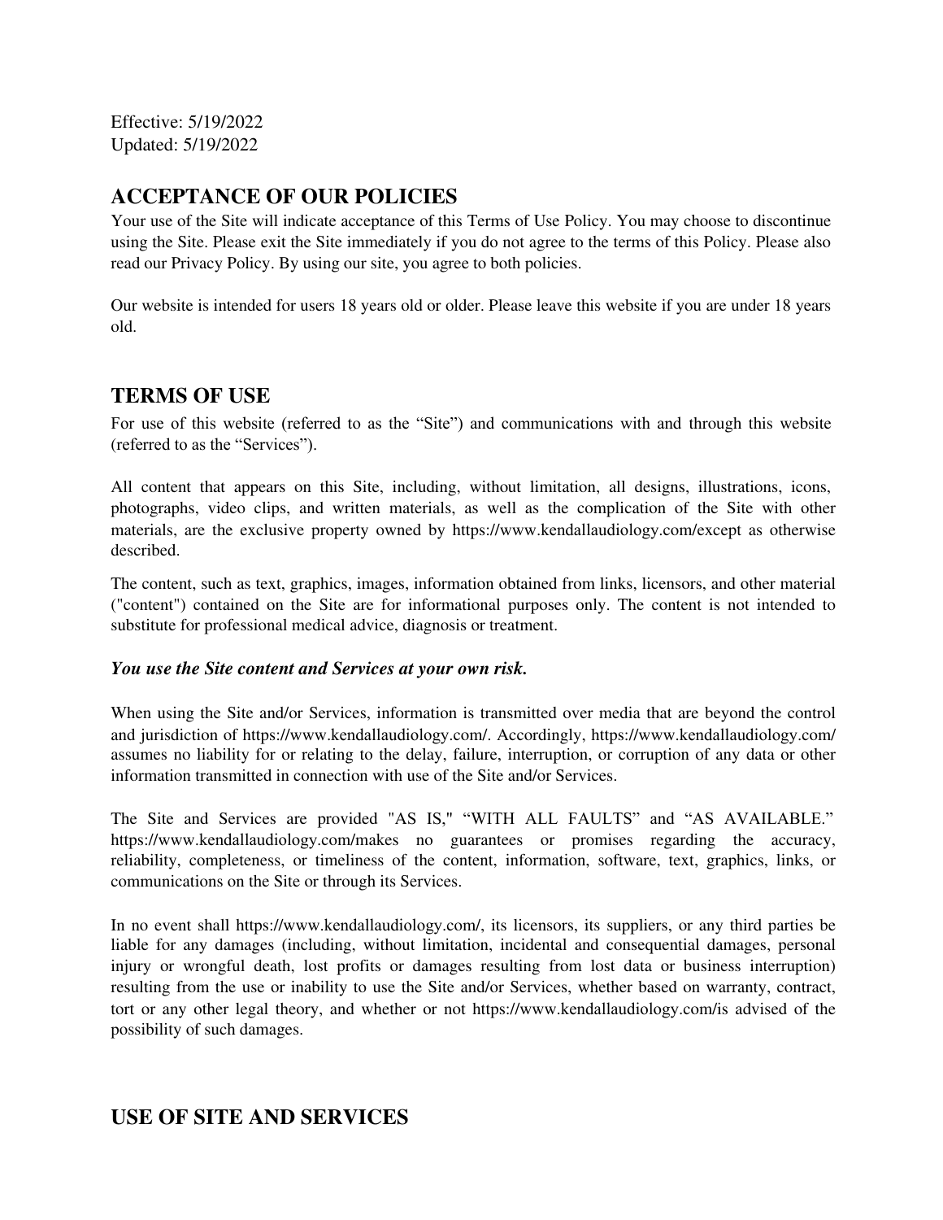Effective: 5/19/2022
Updated: 5/19/2022

## ACCEPTANCE OF OUR POLICIES

Your use of the Site will indicate acceptance of this Terms of Use Policy. You may choose to discontinue using the Site. Please exit the Site immediately if you do not agree to the terms of this Policy. Please also read our Privacy Policy. By using our site, you agree to both policies.

Our website is intended for users 18 years old or older. Please leave this website if you are under 18 years old.

## TERMS OF USE

For use of this website (referred to as the "Site") and communications with and through this website (referred to as the "Services").

All content that appears on this Site, including, without limitation, all designs, illustrations, icons, photographs, video clips, and written materials, as well as the complication of the Site with other materials, are the exclusive property owned by https://www.kendallaudiology.com/except as otherwise described.

The content, such as text, graphics, images, information obtained from links, licensors, and other material ("content") contained on the Site are for informational purposes only. The content is not intended to substitute for professional medical advice, diagnosis or treatment.

***You use the Site content and Services at your own risk.***

When using the Site and/or Services, information is transmitted over media that are beyond the control and jurisdiction of https://www.kendallaudiology.com/. Accordingly, https://www.kendallaudiology.com/ assumes no liability for or relating to the delay, failure, interruption, or corruption of any data or other information transmitted in connection with use of the Site and/or Services.

The Site and Services are provided "AS IS," "WITH ALL FAULTS" and "AS AVAILABLE." https://www.kendallaudiology.com/makes no guarantees or promises regarding the accuracy, reliability, completeness, or timeliness of the content, information, software, text, graphics, links, or communications on the Site or through its Services.

In no event shall https://www.kendallaudiology.com/, its licensors, its suppliers, or any third parties be liable for any damages (including, without limitation, incidental and consequential damages, personal injury or wrongful death, lost profits or damages resulting from lost data or business interruption) resulting from the use or inability to use the Site and/or Services, whether based on warranty, contract, tort or any other legal theory, and whether or not https://www.kendallaudiology.com/is advised of the possibility of such damages.

## USE OF SITE AND SERVICES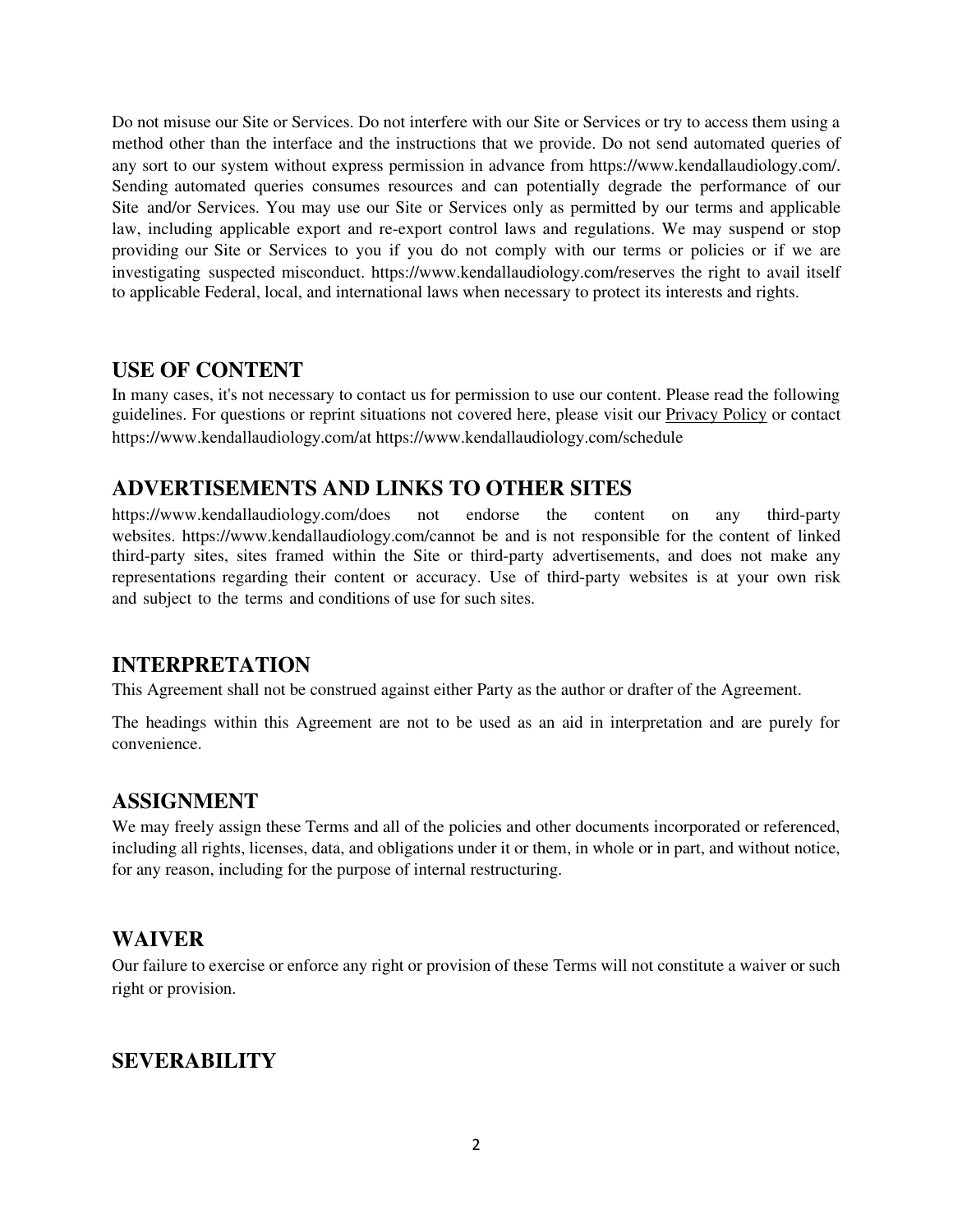Do not misuse our Site or Services. Do not interfere with our Site or Services or try to access them using a method other than the interface and the instructions that we provide. Do not send automated queries of any sort to our system without express permission in advance from https://www.kendallaudiology.com/. Sending automated queries consumes resources and can potentially degrade the performance of our Site and/or Services. You may use our Site or Services only as permitted by our terms and applicable law, including applicable export and re-export control laws and regulations. We may suspend or stop providing our Site or Services to you if you do not comply with our terms or policies or if we are investigating suspected misconduct. https://www.kendallaudiology.com/reserves the right to avail itself to applicable Federal, local, and international laws when necessary to protect its interests and rights.

## USE OF CONTENT

In many cases, it's not necessary to contact us for permission to use our content. Please read the following guidelines. For questions or reprint situations not covered here, please visit our Privacy Policy or contact https://www.kendallaudiology.com/at https://www.kendallaudiology.com/schedule

## ADVERTISEMENTS AND LINKS TO OTHER SITES

https://www.kendallaudiology.com/does not endorse the content on any third-party websites. https://www.kendallaudiology.com/cannot be and is not responsible for the content of linked third-party sites, sites framed within the Site or third-party advertisements, and does not make any representations regarding their content or accuracy. Use of third-party websites is at your own risk and subject to the terms and conditions of use for such sites.

## INTERPRETATION

This Agreement shall not be construed against either Party as the author or drafter of the Agreement.

The headings within this Agreement are not to be used as an aid in interpretation and are purely for convenience.

## ASSIGNMENT

We may freely assign these Terms and all of the policies and other documents incorporated or referenced, including all rights, licenses, data, and obligations under it or them, in whole or in part, and without notice, for any reason, including for the purpose of internal restructuring.

## WAIVER

Our failure to exercise or enforce any right or provision of these Terms will not constitute a waiver or such right or provision.

## SEVERABILITY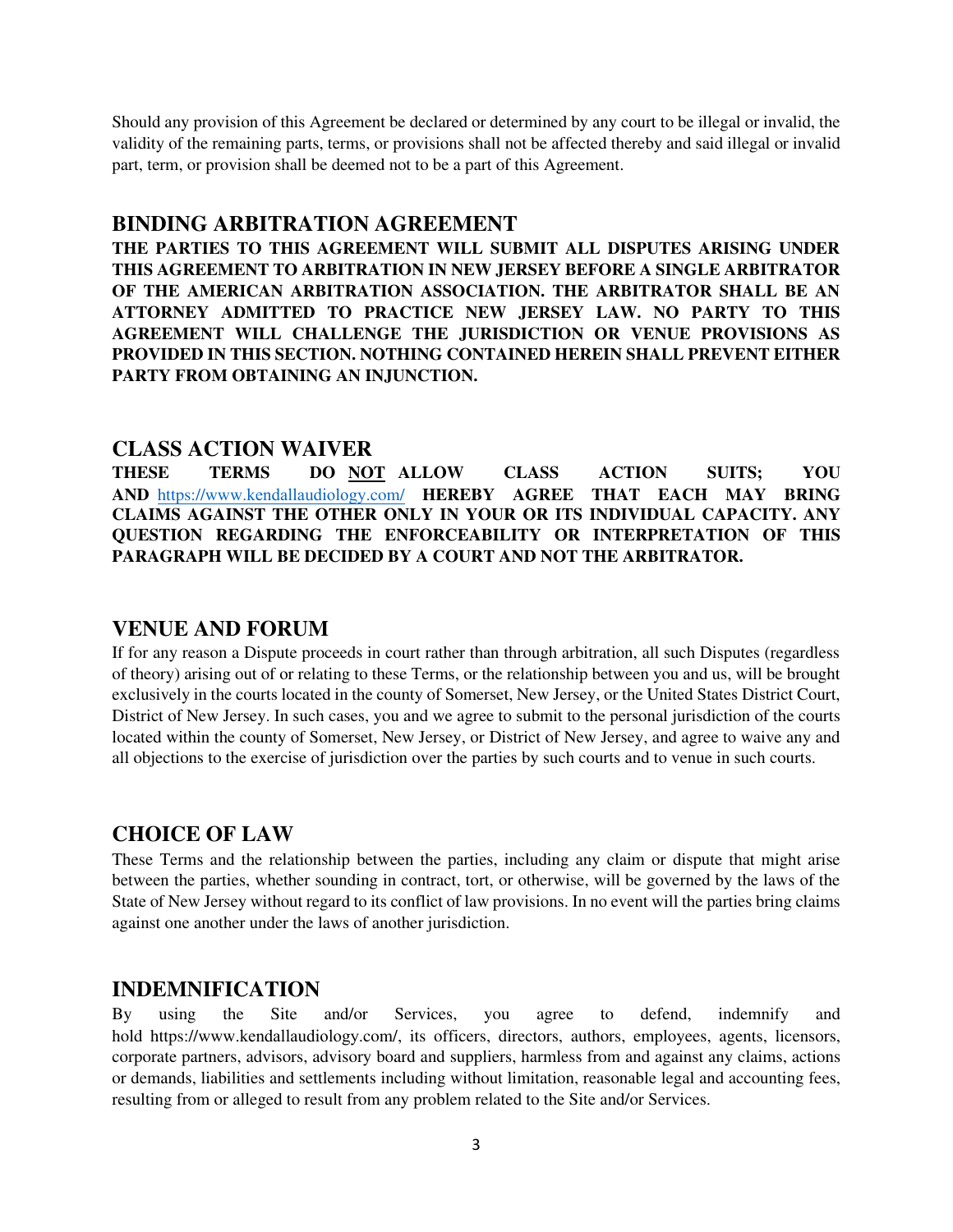Should any provision of this Agreement be declared or determined by any court to be illegal or invalid, the validity of the remaining parts, terms, or provisions shall not be affected thereby and said illegal or invalid part, term, or provision shall be deemed not to be a part of this Agreement.

## BINDING ARBITRATION AGREEMENT

**THE PARTIES TO THIS AGREEMENT WILL SUBMIT ALL DISPUTES ARISING UNDER THIS AGREEMENT TO ARBITRATION IN NEW JERSEY BEFORE A SINGLE ARBITRATOR OF THE AMERICAN ARBITRATION ASSOCIATION. THE ARBITRATOR SHALL BE AN ATTORNEY ADMITTED TO PRACTICE NEW JERSEY LAW. NO PARTY TO THIS AGREEMENT WILL CHALLENGE THE JURISDICTION OR VENUE PROVISIONS AS PROVIDED IN THIS SECTION. NOTHING CONTAINED HEREIN SHALL PREVENT EITHER PARTY FROM OBTAINING AN INJUNCTION.**

## CLASS ACTION WAIVER

**THESE TERMS DO NOT ALLOW CLASS ACTION SUITS; YOU AND [https://www.kendallaudiology.com/](https://www.kendallaudiology.com/) HEREBY AGREE THAT EACH MAY BRING CLAIMS AGAINST THE OTHER ONLY IN YOUR OR ITS INDIVIDUAL CAPACITY. ANY QUESTION REGARDING THE ENFORCEABILITY OR INTERPRETATION OF THIS PARAGRAPH WILL BE DECIDED BY A COURT AND NOT THE ARBITRATOR.**

## VENUE AND FORUM

If for any reason a Dispute proceeds in court rather than through arbitration, all such Disputes (regardless of theory) arising out of or relating to these Terms, or the relationship between you and us, will be brought exclusively in the courts located in the county of Somerset, New Jersey, or the United States District Court, District of New Jersey. In such cases, you and we agree to submit to the personal jurisdiction of the courts located within the county of Somerset, New Jersey, or District of New Jersey, and agree to waive any and all objections to the exercise of jurisdiction over the parties by such courts and to venue in such courts.

## CHOICE OF LAW

These Terms and the relationship between the parties, including any claim or dispute that might arise between the parties, whether sounding in contract, tort, or otherwise, will be governed by the laws of the State of New Jersey without regard to its conflict of law provisions. In no event will the parties bring claims against one another under the laws of another jurisdiction.

## INDEMNIFICATION

By using the Site and/or Services, you agree to defend, indemnify and hold https://www.kendallaudiology.com/, its officers, directors, authors, employees, agents, licensors, corporate partners, advisors, advisory board and suppliers, harmless from and against any claims, actions or demands, liabilities and settlements including without limitation, reasonable legal and accounting fees, resulting from or alleged to result from any problem related to the Site and/or Services.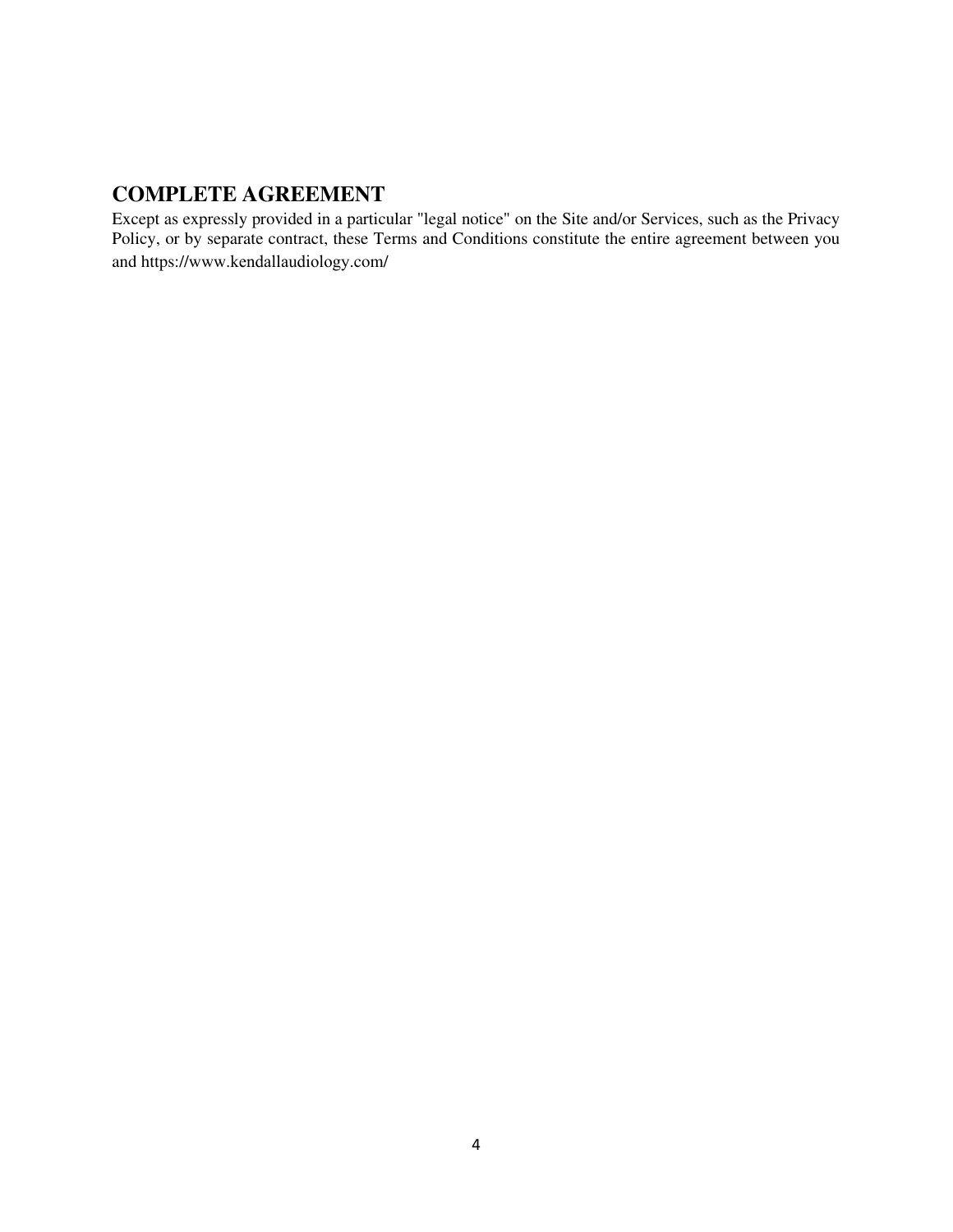## COMPLETE AGREEMENT

Except as expressly provided in a particular "legal notice" on the Site and/or Services, such as the Privacy Policy, or by separate contract, these Terms and Conditions constitute the entire agreement between you and https://www.kendallaudiology.com/